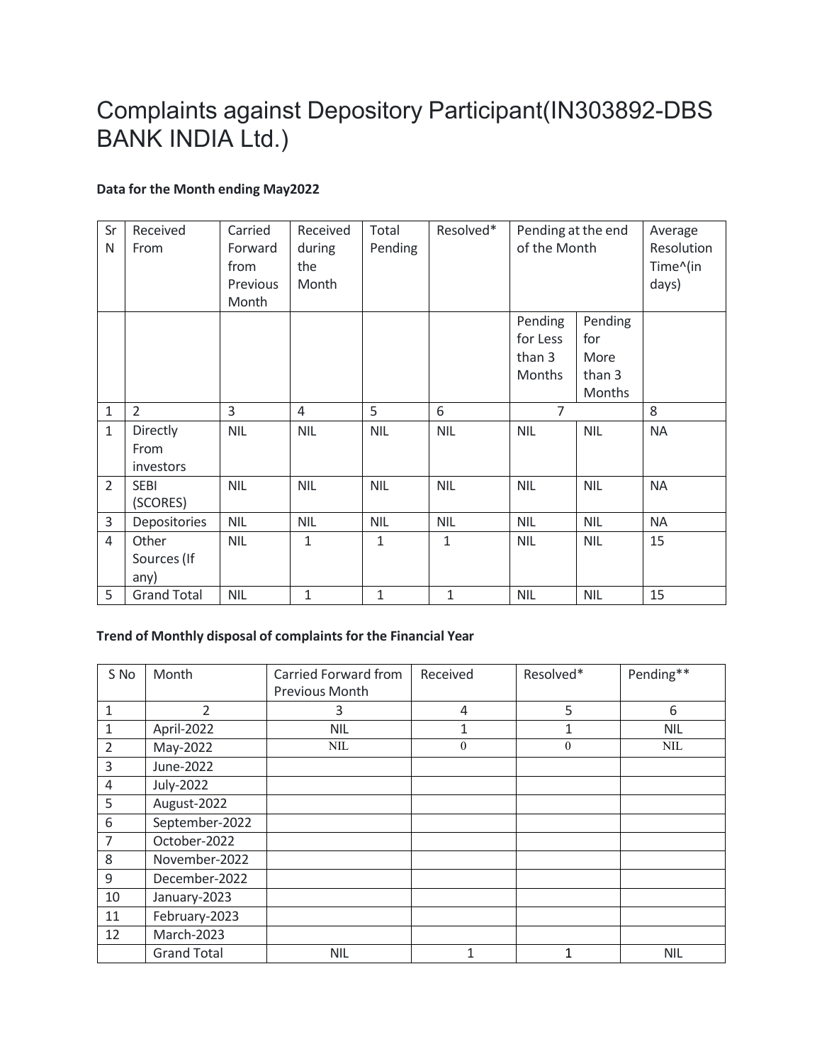# Complaints against Depository Participant(IN303892-DBS BANK INDIA Ltd.)

**Data for the Month ending May2022**

| Sr N | Received From | Carried Forward from Previous Month | Received during the Month | Total Pending | Resolved* | Pending at the end of the Month | | Average Resolution Time^(in days) |
|---|---|---|---|---|---|---|---|---|
| | | | | | | Pending for Less than 3 Months | Pending for More than 3 Months | |
| 1 | 2 | 3 | 4 | 5 | 6 | 7 | | 8 |
| 1 | Directly From investors | NIL | NIL | NIL | NIL | NIL | NIL | NA |
| 2 | SEBI (SCORES) | NIL | NIL | NIL | NIL | NIL | NIL | NA |
| 3 | Depositories | NIL | NIL | NIL | NIL | NIL | NIL | NA |
| 4 | Other Sources (If any) | NIL | 1 | 1 | 1 | NIL | NIL | 15 |
| 5 | Grand Total | NIL | 1 | 1 | 1 | NIL | NIL | 15 |

**Trend of Monthly disposal of complaints for the Financial Year**

| S No | Month | Carried Forward from Previous Month | Received | Resolved* | Pending** |
|---|---|---|---|---|---|
| 1 | 2 | 3 | 4 | 5 | 6 |
| 1 | April-2022 | NIL | 1 | 1 | NIL |
| 2 | May-2022 | NIL | 0 | 0 | NIL |
| 3 | June-2022 | | | | |
| 4 | July-2022 | | | | |
| 5 | August-2022 | | | | |
| 6 | September-2022 | | | | |
| 7 | October-2022 | | | | |
| 8 | November-2022 | | | | |
| 9 | December-2022 | | | | |
| 10 | January-2023 | | | | |
| 11 | February-2023 | | | | |
| 12 | March-2023 | | | | |
| | Grand Total | NIL | 1 | 1 | NIL |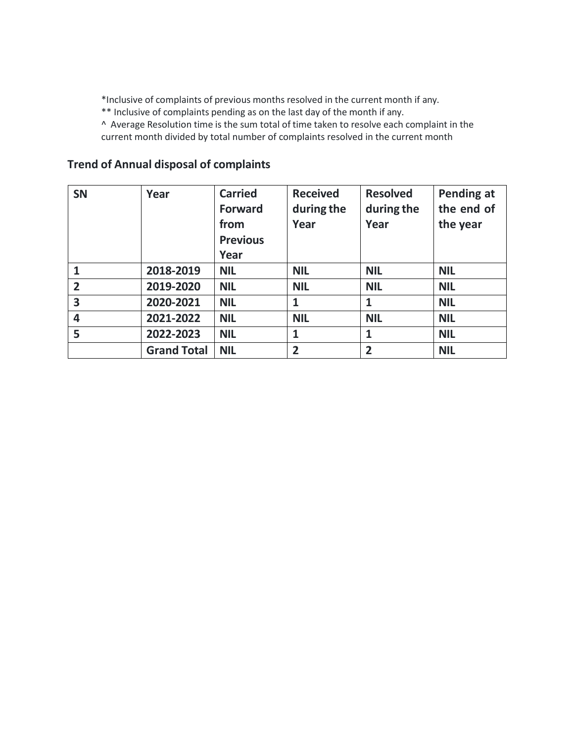*Inclusive of complaints of previous months resolved in the current month if any.

** Inclusive of complaints pending as on the last day of the month if any.

^ Average Resolution time is the sum total of time taken to resolve each complaint in the current month divided by total number of complaints resolved in the current month

## Trend of Annual disposal of complaints

| SN | Year | Carried Forward from Previous Year | Received during the Year | Resolved during the Year | Pending at the end of the year |
|---|---|---|---|---|---|
| 1 | 2018-2019 | NIL | NIL | NIL | NIL |
| 2 | 2019-2020 | NIL | NIL | NIL | NIL |
| 3 | 2020-2021 | NIL | 1 | 1 | NIL |
| 4 | 2021-2022 | NIL | NIL | NIL | NIL |
| 5 | 2022-2023 | NIL | 1 | 1 | NIL |
| | Grand Total | NIL | 2 | 2 | NIL |